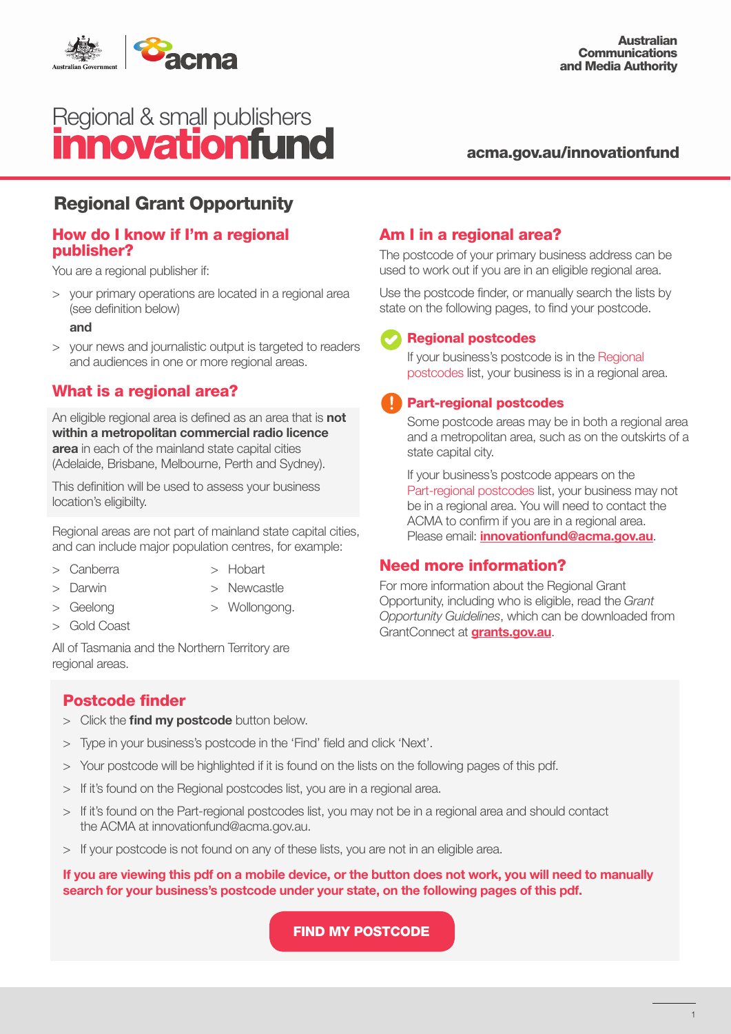Australian Government | acma

Australian Communications and Media Authority

# Regional & small publishers innovationfund

acma.gov.au/innovationfund

## Regional Grant Opportunity

### How do I know if I'm a regional publisher?

You are a regional publisher if:

> your primary operations are located in a regional area (see definition below)

**and**

> your news and journalistic output is targeted to readers and audiences in one or more regional areas.

### What is a regional area?

An eligible regional area is defined as an area that is **not within a metropolitan commercial radio licence area** in each of the mainland state capital cities (Adelaide, Brisbane, Melbourne, Perth and Sydney).

This definition will be used to assess your business location's eligibilty.

Regional areas are not part of mainland state capital cities, and can include major population centres, for example:

- Canberra
- Darwin
- Geelong
- Gold Coast
- Hobart
- Newcastle
- Wollongong.

All of Tasmania and the Northern Territory are regional areas.

### Am I in a regional area?

The postcode of your primary business address can be used to work out if you are in an eligible regional area.

Use the postcode finder, or manually search the lists by state on the following pages, to find your postcode.

#### Regional postcodes

If your business's postcode is in the Regional postcodes list, your business is in a regional area.

#### Part-regional postcodes

Some postcode areas may be in both a regional area and a metropolitan area, such as on the outskirts of a state capital city.

If your business's postcode appears on the Part-regional postcodes list, your business may not be in a regional area. You will need to contact the ACMA to confirm if you are in a regional area. Please email: **innovationfund@acma.gov.au**.

### Need more information?

For more information about the Regional Grant Opportunity, including who is eligible, read the *Grant Opportunity Guidelines*, which can be downloaded from GrantConnect at **grants.gov.au**.

### Postcode finder

- Click the **find my postcode** button below.
- Type in your business's postcode in the 'Find' field and click 'Next'.
- Your postcode will be highlighted if it is found on the lists on the following pages of this pdf.
- If it's found on the Regional postcodes list, you are in a regional area.
- If it's found on the Part-regional postcodes list, you may not be in a regional area and should contact the ACMA at innovationfund@acma.gov.au.
- If your postcode is not found on any of these lists, you are not in an eligible area.

**If you are viewing this pdf on a mobile device, or the button does not work, you will need to manually search for your business's postcode under your state, on the following pages of this pdf.**

**FIND MY POSTCODE**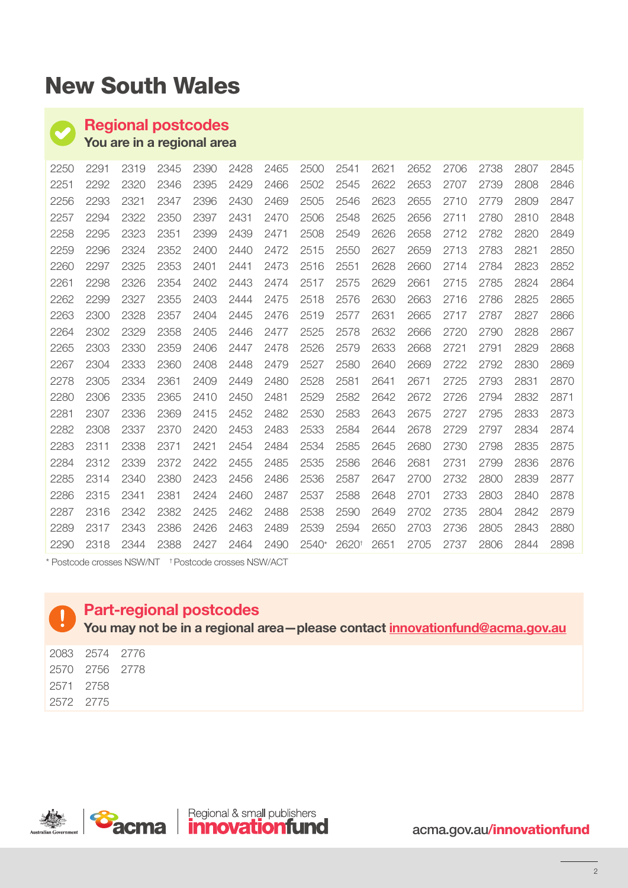# New South Wales

## Regional postcodes

**You are in a regional area**

| | | | | | | | | | | | | | | |
|---|---|---|---|---|---|---|---|---|---|---|---|---|---|---|
| 2250 | 2291 | 2319 | 2345 | 2390 | 2428 | 2465 | 2500 | 2541 | 2621 | 2652 | 2706 | 2738 | 2807 | 2845 |
| 2251 | 2292 | 2320 | 2346 | 2395 | 2429 | 2466 | 2502 | 2545 | 2622 | 2653 | 2707 | 2739 | 2808 | 2846 |
| 2256 | 2293 | 2321 | 2347 | 2396 | 2430 | 2469 | 2505 | 2546 | 2623 | 2655 | 2710 | 2779 | 2809 | 2847 |
| 2257 | 2294 | 2322 | 2350 | 2397 | 2431 | 2470 | 2506 | 2548 | 2625 | 2656 | 2711 | 2780 | 2810 | 2848 |
| 2258 | 2295 | 2323 | 2351 | 2399 | 2439 | 2471 | 2508 | 2549 | 2626 | 2658 | 2712 | 2782 | 2820 | 2849 |
| 2259 | 2296 | 2324 | 2352 | 2400 | 2440 | 2472 | 2515 | 2550 | 2627 | 2659 | 2713 | 2783 | 2821 | 2850 |
| 2260 | 2297 | 2325 | 2353 | 2401 | 2441 | 2473 | 2516 | 2551 | 2628 | 2660 | 2714 | 2784 | 2823 | 2852 |
| 2261 | 2298 | 2326 | 2354 | 2402 | 2443 | 2474 | 2517 | 2575 | 2629 | 2661 | 2715 | 2785 | 2824 | 2864 |
| 2262 | 2299 | 2327 | 2355 | 2403 | 2444 | 2475 | 2518 | 2576 | 2630 | 2663 | 2716 | 2786 | 2825 | 2865 |
| 2263 | 2300 | 2328 | 2357 | 2404 | 2445 | 2476 | 2519 | 2577 | 2631 | 2665 | 2717 | 2787 | 2827 | 2866 |
| 2264 | 2302 | 2329 | 2358 | 2405 | 2446 | 2477 | 2525 | 2578 | 2632 | 2666 | 2720 | 2790 | 2828 | 2867 |
| 2265 | 2303 | 2330 | 2359 | 2406 | 2447 | 2478 | 2526 | 2579 | 2633 | 2668 | 2721 | 2791 | 2829 | 2868 |
| 2267 | 2304 | 2333 | 2360 | 2408 | 2448 | 2479 | 2527 | 2580 | 2640 | 2669 | 2722 | 2792 | 2830 | 2869 |
| 2278 | 2305 | 2334 | 2361 | 2409 | 2449 | 2480 | 2528 | 2581 | 2641 | 2671 | 2725 | 2793 | 2831 | 2870 |
| 2280 | 2306 | 2335 | 2365 | 2410 | 2450 | 2481 | 2529 | 2582 | 2642 | 2672 | 2726 | 2794 | 2832 | 2871 |
| 2281 | 2307 | 2336 | 2369 | 2415 | 2452 | 2482 | 2530 | 2583 | 2643 | 2675 | 2727 | 2795 | 2833 | 2873 |
| 2282 | 2308 | 2337 | 2370 | 2420 | 2453 | 2483 | 2533 | 2584 | 2644 | 2678 | 2729 | 2797 | 2834 | 2874 |
| 2283 | 2311 | 2338 | 2371 | 2421 | 2454 | 2484 | 2534 | 2585 | 2645 | 2680 | 2730 | 2798 | 2835 | 2875 |
| 2284 | 2312 | 2339 | 2372 | 2422 | 2455 | 2485 | 2535 | 2586 | 2646 | 2681 | 2731 | 2799 | 2836 | 2876 |
| 2285 | 2314 | 2340 | 2380 | 2423 | 2456 | 2486 | 2536 | 2587 | 2647 | 2700 | 2732 | 2800 | 2839 | 2877 |
| 2286 | 2315 | 2341 | 2381 | 2424 | 2460 | 2487 | 2537 | 2588 | 2648 | 2701 | 2733 | 2803 | 2840 | 2878 |
| 2287 | 2316 | 2342 | 2382 | 2425 | 2462 | 2488 | 2538 | 2590 | 2649 | 2702 | 2735 | 2804 | 2842 | 2879 |
| 2289 | 2317 | 2343 | 2386 | 2426 | 2463 | 2489 | 2539 | 2594 | 2650 | 2703 | 2736 | 2805 | 2843 | 2880 |
| 2290 | 2318 | 2344 | 2388 | 2427 | 2464 | 2490 | 2540* | 2620† | 2651 | 2705 | 2737 | 2806 | 2844 | 2898 |

* Postcode crosses NSW/NT † Postcode crosses NSW/ACT

## Part-regional postcodes

**You may not be in a regional area—please contact innovationfund@acma.gov.au**

| | | |
|---|---|---|
| 2083 | 2574 | 2776 |
| 2570 | 2756 | 2778 |
| 2571 | 2758 | |
| 2572 | 2775 | |

Australian Government | acma | Regional & small publishers innovationfund

acma.gov.au/innovationfund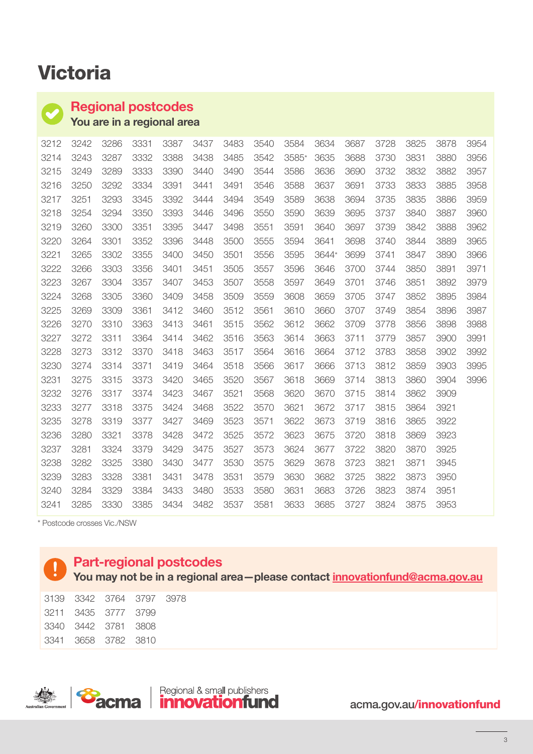# Victoria

## Regional postcodes

**You are in a regional area**

| | | | | | | | | | | | | | | |
|---|---|---|---|---|---|---|---|---|---|---|---|---|---|---|
| 3212 | 3242 | 3286 | 3331 | 3387 | 3437 | 3483 | 3540 | 3584 | 3634 | 3687 | 3728 | 3825 | 3878 | 3954 |
| 3214 | 3243 | 3287 | 3332 | 3388 | 3438 | 3485 | 3542 | 3585* | 3635 | 3688 | 3730 | 3831 | 3880 | 3956 |
| 3215 | 3249 | 3289 | 3333 | 3390 | 3440 | 3490 | 3544 | 3586 | 3636 | 3690 | 3732 | 3832 | 3882 | 3957 |
| 3216 | 3250 | 3292 | 3334 | 3391 | 3441 | 3491 | 3546 | 3588 | 3637 | 3691 | 3733 | 3833 | 3885 | 3958 |
| 3217 | 3251 | 3293 | 3345 | 3392 | 3444 | 3494 | 3549 | 3589 | 3638 | 3694 | 3735 | 3835 | 3886 | 3959 |
| 3218 | 3254 | 3294 | 3350 | 3393 | 3446 | 3496 | 3550 | 3590 | 3639 | 3695 | 3737 | 3840 | 3887 | 3960 |
| 3219 | 3260 | 3300 | 3351 | 3395 | 3447 | 3498 | 3551 | 3591 | 3640 | 3697 | 3739 | 3842 | 3888 | 3962 |
| 3220 | 3264 | 3301 | 3352 | 3396 | 3448 | 3500 | 3555 | 3594 | 3641 | 3698 | 3740 | 3844 | 3889 | 3965 |
| 3221 | 3265 | 3302 | 3355 | 3400 | 3450 | 3501 | 3556 | 3595 | 3644* | 3699 | 3741 | 3847 | 3890 | 3966 |
| 3222 | 3266 | 3303 | 3356 | 3401 | 3451 | 3505 | 3557 | 3596 | 3646 | 3700 | 3744 | 3850 | 3891 | 3971 |
| 3223 | 3267 | 3304 | 3357 | 3407 | 3453 | 3507 | 3558 | 3597 | 3649 | 3701 | 3746 | 3851 | 3892 | 3979 |
| 3224 | 3268 | 3305 | 3360 | 3409 | 3458 | 3509 | 3559 | 3608 | 3659 | 3705 | 3747 | 3852 | 3895 | 3984 |
| 3225 | 3269 | 3309 | 3361 | 3412 | 3460 | 3512 | 3561 | 3610 | 3660 | 3707 | 3749 | 3854 | 3896 | 3987 |
| 3226 | 3270 | 3310 | 3363 | 3413 | 3461 | 3515 | 3562 | 3612 | 3662 | 3709 | 3778 | 3856 | 3898 | 3988 |
| 3227 | 3272 | 3311 | 3364 | 3414 | 3462 | 3516 | 3563 | 3614 | 3663 | 3711 | 3779 | 3857 | 3900 | 3991 |
| 3228 | 3273 | 3312 | 3370 | 3418 | 3463 | 3517 | 3564 | 3616 | 3664 | 3712 | 3783 | 3858 | 3902 | 3992 |
| 3230 | 3274 | 3314 | 3371 | 3419 | 3464 | 3518 | 3566 | 3617 | 3666 | 3713 | 3812 | 3859 | 3903 | 3995 |
| 3231 | 3275 | 3315 | 3373 | 3420 | 3465 | 3520 | 3567 | 3618 | 3669 | 3714 | 3813 | 3860 | 3904 | 3996 |
| 3232 | 3276 | 3317 | 3374 | 3423 | 3467 | 3521 | 3568 | 3620 | 3670 | 3715 | 3814 | 3862 | 3909 | |
| 3233 | 3277 | 3318 | 3375 | 3424 | 3468 | 3522 | 3570 | 3621 | 3672 | 3717 | 3815 | 3864 | 3921 | |
| 3235 | 3278 | 3319 | 3377 | 3427 | 3469 | 3523 | 3571 | 3622 | 3673 | 3719 | 3816 | 3865 | 3922 | |
| 3236 | 3280 | 3321 | 3378 | 3428 | 3472 | 3525 | 3572 | 3623 | 3675 | 3720 | 3818 | 3869 | 3923 | |
| 3237 | 3281 | 3324 | 3379 | 3429 | 3475 | 3527 | 3573 | 3624 | 3677 | 3722 | 3820 | 3870 | 3925 | |
| 3238 | 3282 | 3325 | 3380 | 3430 | 3477 | 3530 | 3575 | 3629 | 3678 | 3723 | 3821 | 3871 | 3945 | |
| 3239 | 3283 | 3328 | 3381 | 3431 | 3478 | 3531 | 3579 | 3630 | 3682 | 3725 | 3822 | 3873 | 3950 | |
| 3240 | 3284 | 3329 | 3384 | 3433 | 3480 | 3533 | 3580 | 3631 | 3683 | 3726 | 3823 | 3874 | 3951 | |
| 3241 | 3285 | 3330 | 3385 | 3434 | 3482 | 3537 | 3581 | 3633 | 3685 | 3727 | 3824 | 3875 | 3953 | |

\* Postcode crosses Vic./NSW

## Part-regional postcodes

**You may not be in a regional area—please contact innovationfund@acma.gov.au**

| | | | | |
|---|---|---|---|---|
| 3139 | 3342 | 3764 | 3797 | 3978 |
| 3211 | 3435 | 3777 | 3799 | |
| 3340 | 3442 | 3781 | 3808 | |
| 3341 | 3658 | 3782 | 3810 | |

Australian Government | acma | Regional & small publishers innovationfund

acma.gov.au/innovationfund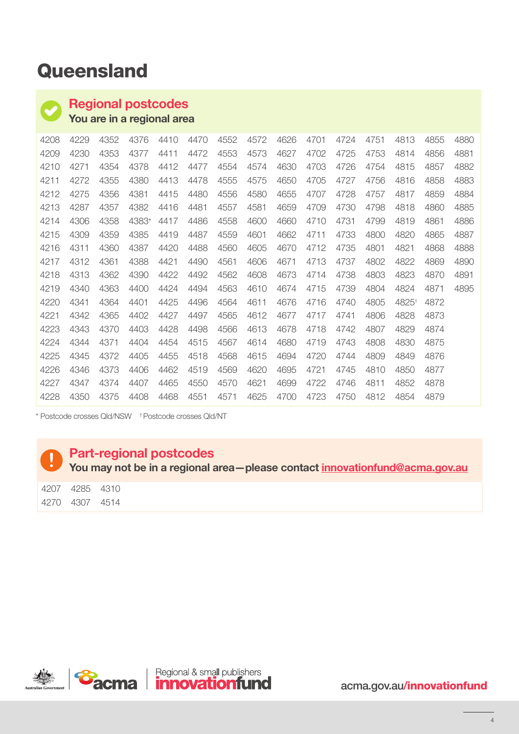# Queensland

## Regional postcodes

**You are in a regional area**

| | | | | | | | | | | | | | | |
|---|---|---|---|---|---|---|---|---|---|---|---|---|---|---|
| 4208 | 4229 | 4352 | 4376 | 4410 | 4470 | 4552 | 4572 | 4626 | 4701 | 4724 | 4751 | 4813 | 4855 | 4880 |
| 4209 | 4230 | 4353 | 4377 | 4411 | 4472 | 4553 | 4573 | 4627 | 4702 | 4725 | 4753 | 4814 | 4856 | 4881 |
| 4210 | 4271 | 4354 | 4378 | 4412 | 4477 | 4554 | 4574 | 4630 | 4703 | 4726 | 4754 | 4815 | 4857 | 4882 |
| 4211 | 4272 | 4355 | 4380 | 4413 | 4478 | 4555 | 4575 | 4650 | 4705 | 4727 | 4756 | 4816 | 4858 | 4883 |
| 4212 | 4275 | 4356 | 4381 | 4415 | 4480 | 4556 | 4580 | 4655 | 4707 | 4728 | 4757 | 4817 | 4859 | 4884 |
| 4213 | 4287 | 4357 | 4382 | 4416 | 4481 | 4557 | 4581 | 4659 | 4709 | 4730 | 4798 | 4818 | 4860 | 4885 |
| 4214 | 4306 | 4358 | 4383* | 4417 | 4486 | 4558 | 4600 | 4660 | 4710 | 4731 | 4799 | 4819 | 4861 | 4886 |
| 4215 | 4309 | 4359 | 4385 | 4419 | 4487 | 4559 | 4601 | 4662 | 4711 | 4733 | 4800 | 4820 | 4865 | 4887 |
| 4216 | 4311 | 4360 | 4387 | 4420 | 4488 | 4560 | 4605 | 4670 | 4712 | 4735 | 4801 | 4821 | 4868 | 4888 |
| 4217 | 4312 | 4361 | 4388 | 4421 | 4490 | 4561 | 4606 | 4671 | 4713 | 4737 | 4802 | 4822 | 4869 | 4890 |
| 4218 | 4313 | 4362 | 4390 | 4422 | 4492 | 4562 | 4608 | 4673 | 4714 | 4738 | 4803 | 4823 | 4870 | 4891 |
| 4219 | 4340 | 4363 | 4400 | 4424 | 4494 | 4563 | 4610 | 4674 | 4715 | 4739 | 4804 | 4824 | 4871 | 4895 |
| 4220 | 4341 | 4364 | 4401 | 4425 | 4496 | 4564 | 4611 | 4676 | 4716 | 4740 | 4805 | 4825† | 4872 | |
| 4221 | 4342 | 4365 | 4402 | 4427 | 4497 | 4565 | 4612 | 4677 | 4717 | 4741 | 4806 | 4828 | 4873 | |
| 4223 | 4343 | 4370 | 4403 | 4428 | 4498 | 4566 | 4613 | 4678 | 4718 | 4742 | 4807 | 4829 | 4874 | |
| 4224 | 4344 | 4371 | 4404 | 4454 | 4515 | 4567 | 4614 | 4680 | 4719 | 4743 | 4808 | 4830 | 4875 | |
| 4225 | 4345 | 4372 | 4405 | 4455 | 4518 | 4568 | 4615 | 4694 | 4720 | 4744 | 4809 | 4849 | 4876 | |
| 4226 | 4346 | 4373 | 4406 | 4462 | 4519 | 4569 | 4620 | 4695 | 4721 | 4745 | 4810 | 4850 | 4877 | |
| 4227 | 4347 | 4374 | 4407 | 4465 | 4550 | 4570 | 4621 | 4699 | 4722 | 4746 | 4811 | 4852 | 4878 | |
| 4228 | 4350 | 4375 | 4408 | 4468 | 4551 | 4571 | 4625 | 4700 | 4723 | 4750 | 4812 | 4854 | 4879 | |

* Postcode crosses Qld/NSW † Postcode crosses Qld/NT

## Part-regional postcodes

**You may not be in a regional area—please contact innovationfund@acma.gov.au**

| | | |
|---|---|---|
| 4207 | 4285 | 4310 |
| 4270 | 4307 | 4514 |

Australian Government | acma | Regional & small publishers innovationfund

acma.gov.au/innovationfund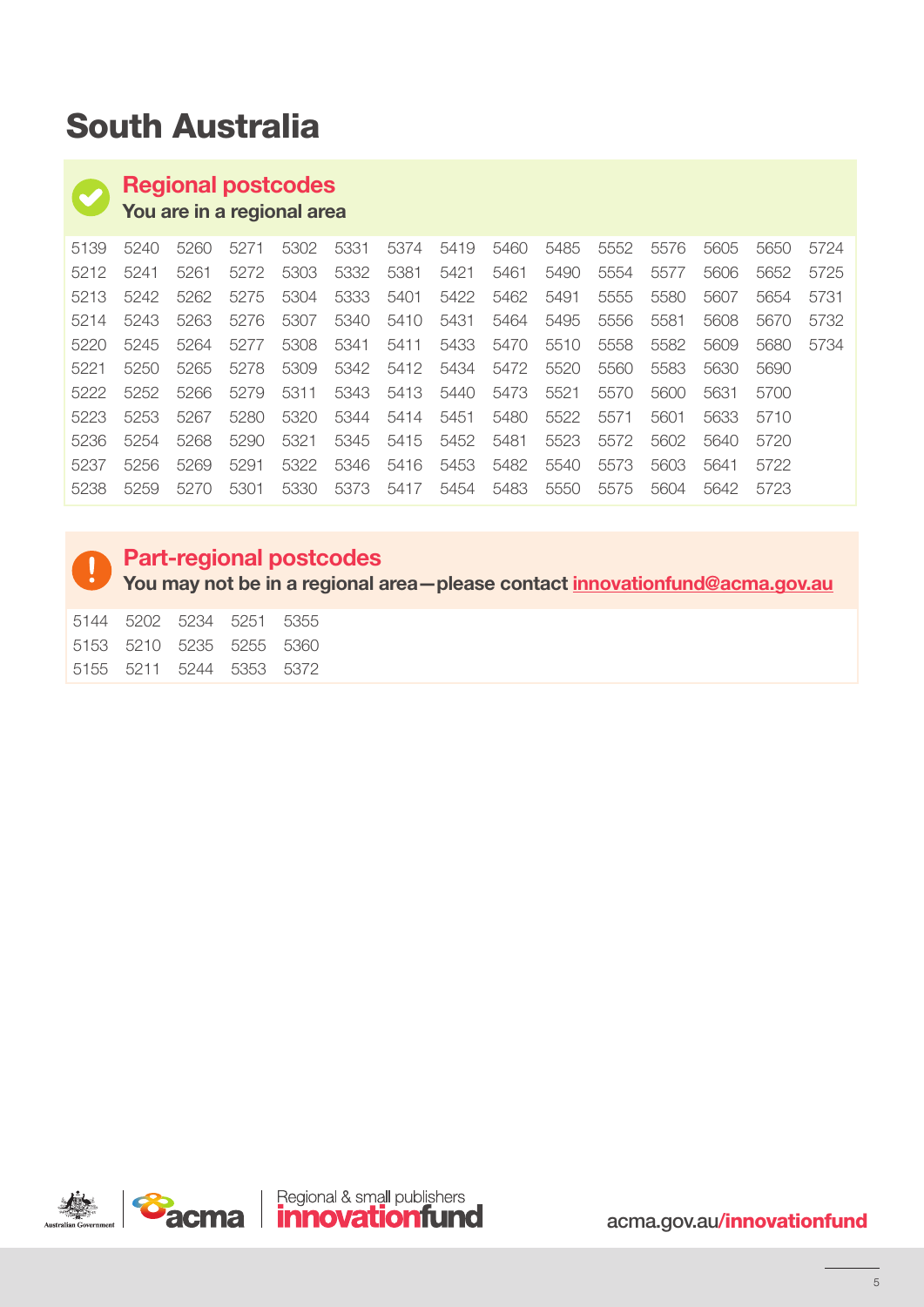# South Australia

## Regional postcodes

**You are in a regional area**

| | | | | | | | | | | | | | | |
|---|---|---|---|---|---|---|---|---|---|---|---|---|---|---|
| 5139 | 5240 | 5260 | 5271 | 5302 | 5331 | 5374 | 5419 | 5460 | 5485 | 5552 | 5576 | 5605 | 5650 | 5724 |
| 5212 | 5241 | 5261 | 5272 | 5303 | 5332 | 5381 | 5421 | 5461 | 5490 | 5554 | 5577 | 5606 | 5652 | 5725 |
| 5213 | 5242 | 5262 | 5275 | 5304 | 5333 | 5401 | 5422 | 5462 | 5491 | 5555 | 5580 | 5607 | 5654 | 5731 |
| 5214 | 5243 | 5263 | 5276 | 5307 | 5340 | 5410 | 5431 | 5464 | 5495 | 5556 | 5581 | 5608 | 5670 | 5732 |
| 5220 | 5245 | 5264 | 5277 | 5308 | 5341 | 5411 | 5433 | 5470 | 5510 | 5558 | 5582 | 5609 | 5680 | 5734 |
| 5221 | 5250 | 5265 | 5278 | 5309 | 5342 | 5412 | 5434 | 5472 | 5520 | 5560 | 5583 | 5630 | 5690 | |
| 5222 | 5252 | 5266 | 5279 | 5311 | 5343 | 5413 | 5440 | 5473 | 5521 | 5570 | 5600 | 5631 | 5700 | |
| 5223 | 5253 | 5267 | 5280 | 5320 | 5344 | 5414 | 5451 | 5480 | 5522 | 5571 | 5601 | 5633 | 5710 | |
| 5236 | 5254 | 5268 | 5290 | 5321 | 5345 | 5415 | 5452 | 5481 | 5523 | 5572 | 5602 | 5640 | 5720 | |
| 5237 | 5256 | 5269 | 5291 | 5322 | 5346 | 5416 | 5453 | 5482 | 5540 | 5573 | 5603 | 5641 | 5722 | |
| 5238 | 5259 | 5270 | 5301 | 5330 | 5373 | 5417 | 5454 | 5483 | 5550 | 5575 | 5604 | 5642 | 5723 | |

## Part-regional postcodes

**You may not be in a regional area—please contact innovationfund@acma.gov.au**

| | | | | |
|---|---|---|---|---|
| 5144 | 5202 | 5234 | 5251 | 5355 |
| 5153 | 5210 | 5235 | 5255 | 5360 |
| 5155 | 5211 | 5244 | 5353 | 5372 |

acma.gov.au/innovationfund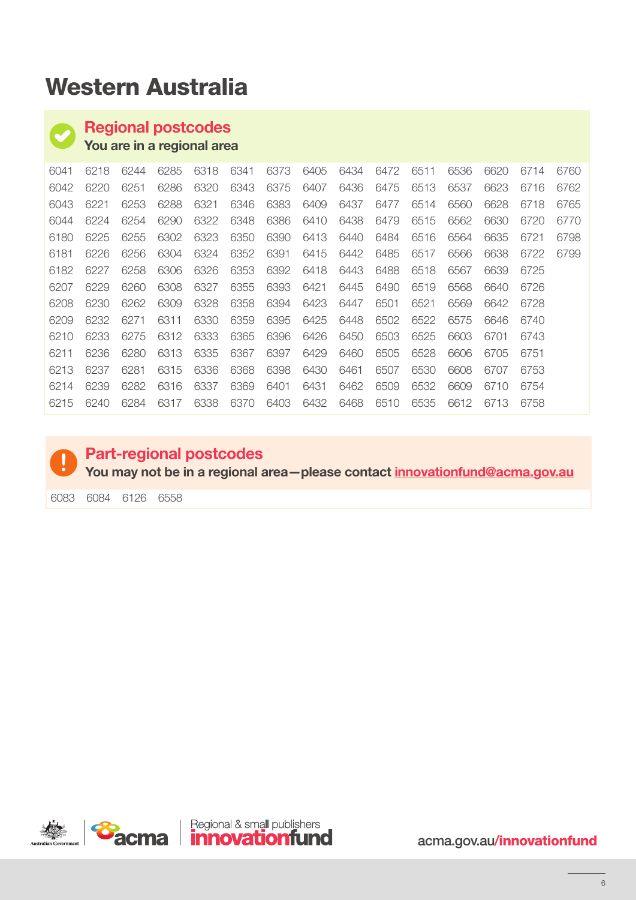# Western Australia

## Regional postcodes

**You are in a regional area**

| | | | | | | | | | | | | | | |
|---|---|---|---|---|---|---|---|---|---|---|---|---|---|---|
| 6041 | 6218 | 6244 | 6285 | 6318 | 6341 | 6373 | 6405 | 6434 | 6472 | 6511 | 6536 | 6620 | 6714 | 6760 |
| 6042 | 6220 | 6251 | 6286 | 6320 | 6343 | 6375 | 6407 | 6436 | 6475 | 6513 | 6537 | 6623 | 6716 | 6762 |
| 6043 | 6221 | 6253 | 6288 | 6321 | 6346 | 6383 | 6409 | 6437 | 6477 | 6514 | 6560 | 6628 | 6718 | 6765 |
| 6044 | 6224 | 6254 | 6290 | 6322 | 6348 | 6386 | 6410 | 6438 | 6479 | 6515 | 6562 | 6630 | 6720 | 6770 |
| 6180 | 6225 | 6255 | 6302 | 6323 | 6350 | 6390 | 6413 | 6440 | 6484 | 6516 | 6564 | 6635 | 6721 | 6798 |
| 6181 | 6226 | 6256 | 6304 | 6324 | 6352 | 6391 | 6415 | 6442 | 6485 | 6517 | 6566 | 6638 | 6722 | 6799 |
| 6182 | 6227 | 6258 | 6306 | 6326 | 6353 | 6392 | 6418 | 6443 | 6488 | 6518 | 6567 | 6639 | 6725 | |
| 6207 | 6229 | 6260 | 6308 | 6327 | 6355 | 6393 | 6421 | 6445 | 6490 | 6519 | 6568 | 6640 | 6726 | |
| 6208 | 6230 | 6262 | 6309 | 6328 | 6358 | 6394 | 6423 | 6447 | 6501 | 6521 | 6569 | 6642 | 6728 | |
| 6209 | 6232 | 6271 | 6311 | 6330 | 6359 | 6395 | 6425 | 6448 | 6502 | 6522 | 6575 | 6646 | 6740 | |
| 6210 | 6233 | 6275 | 6312 | 6333 | 6365 | 6396 | 6426 | 6450 | 6503 | 6525 | 6603 | 6701 | 6743 | |
| 6211 | 6236 | 6280 | 6313 | 6335 | 6367 | 6397 | 6429 | 6460 | 6505 | 6528 | 6606 | 6705 | 6751 | |
| 6213 | 6237 | 6281 | 6315 | 6336 | 6368 | 6398 | 6430 | 6461 | 6507 | 6530 | 6608 | 6707 | 6753 | |
| 6214 | 6239 | 6282 | 6316 | 6337 | 6369 | 6401 | 6431 | 6462 | 6509 | 6532 | 6609 | 6710 | 6754 | |
| 6215 | 6240 | 6284 | 6317 | 6338 | 6370 | 6403 | 6432 | 6468 | 6510 | 6535 | 6612 | 6713 | 6758 | |

## Part-regional postcodes

**You may not be in a regional area—please contact innovationfund@acma.gov.au**

6083 6084 6126 6558

acma.gov.au/**innovationfund**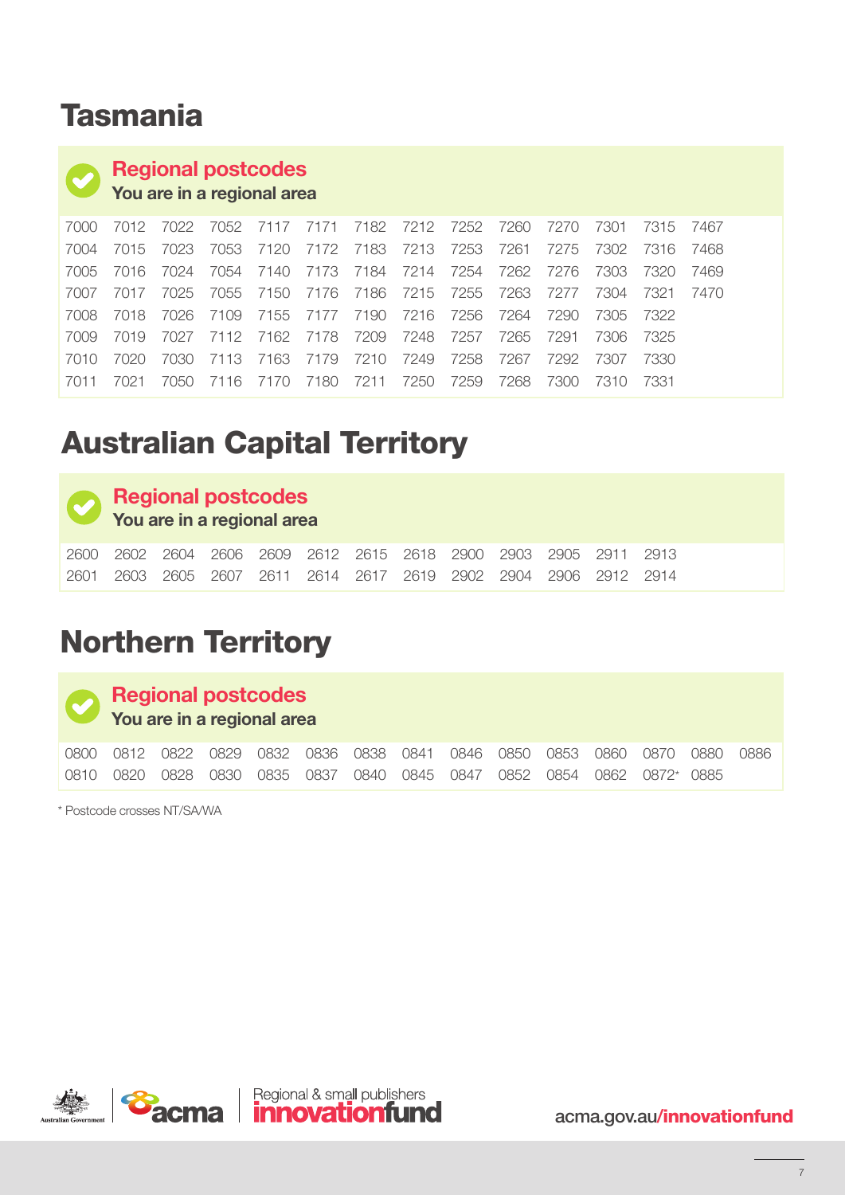# Tasmania

**Regional postcodes**

**You are in a regional area**

| | | | | | | | | | | | | | |
|---|---|---|---|---|---|---|---|---|---|---|---|---|---|
| 7000 | 7012 | 7022 | 7052 | 7117 | 7171 | 7182 | 7212 | 7252 | 7260 | 7270 | 7301 | 7315 | 7467 |
| 7004 | 7015 | 7023 | 7053 | 7120 | 7172 | 7183 | 7213 | 7253 | 7261 | 7275 | 7302 | 7316 | 7468 |
| 7005 | 7016 | 7024 | 7054 | 7140 | 7173 | 7184 | 7214 | 7254 | 7262 | 7276 | 7303 | 7320 | 7469 |
| 7007 | 7017 | 7025 | 7055 | 7150 | 7176 | 7186 | 7215 | 7255 | 7263 | 7277 | 7304 | 7321 | 7470 |
| 7008 | 7018 | 7026 | 7109 | 7155 | 7177 | 7190 | 7216 | 7256 | 7264 | 7290 | 7305 | 7322 | |
| 7009 | 7019 | 7027 | 7112 | 7162 | 7178 | 7209 | 7248 | 7257 | 7265 | 7291 | 7306 | 7325 | |
| 7010 | 7020 | 7030 | 7113 | 7163 | 7179 | 7210 | 7249 | 7258 | 7267 | 7292 | 7307 | 7330 | |
| 7011 | 7021 | 7050 | 7116 | 7170 | 7180 | 7211 | 7250 | 7259 | 7268 | 7300 | 7310 | 7331 | |

# Australian Capital Territory

**Regional postcodes**

**You are in a regional area**

| | | | | | | | | | | | | |
|---|---|---|---|---|---|---|---|---|---|---|---|---|
| 2600 | 2602 | 2604 | 2606 | 2609 | 2612 | 2615 | 2618 | 2900 | 2903 | 2905 | 2911 | 2913 |
| 2601 | 2603 | 2605 | 2607 | 2611 | 2614 | 2617 | 2619 | 2902 | 2904 | 2906 | 2912 | 2914 |

# Northern Territory

**Regional postcodes**

**You are in a regional area**

| | | | | | | | | | | | | | | |
|---|---|---|---|---|---|---|---|---|---|---|---|---|---|---|
| 0800 | 0812 | 0822 | 0829 | 0832 | 0836 | 0838 | 0841 | 0846 | 0850 | 0853 | 0860 | 0870 | 0880 | 0886 |
| 0810 | 0820 | 0828 | 0830 | 0835 | 0837 | 0840 | 0845 | 0847 | 0852 | 0854 | 0862 | 0872* | 0885 | |

\* Postcode crosses NT/SA/WA

Australian Government | acma | Regional & small publishers innovationfund

acma.gov.au/innovationfund